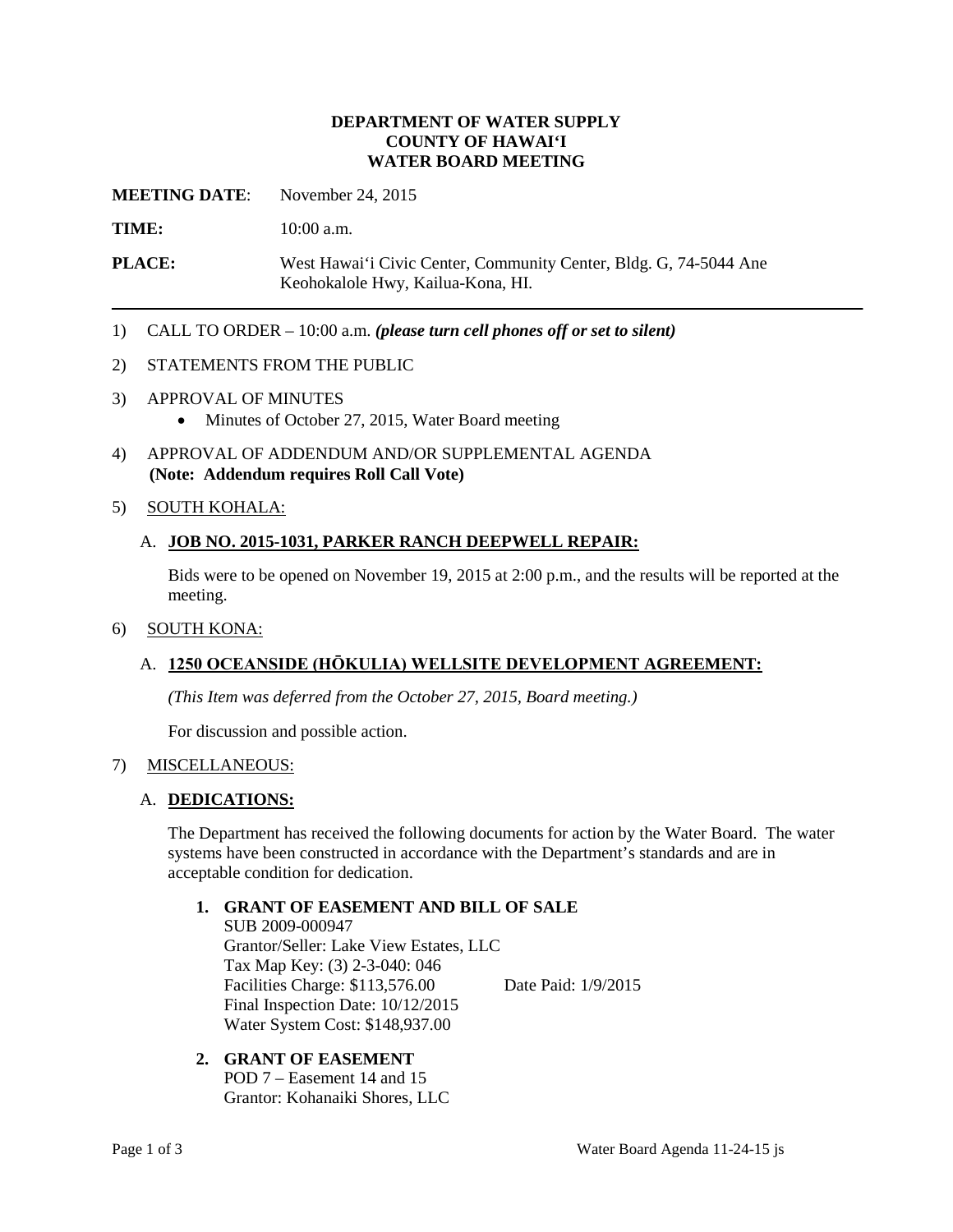**DEPARTMENT OF WATER SUPPLY**
**COUNTY OF HAWAIʻI**
**WATER BOARD MEETING**

**MEETING DATE**: November 24, 2015

**TIME:** 10:00 a.m.

**PLACE:** West Hawaiʻi Civic Center, Community Center, Bldg. G, 74-5044 Ane Keohokalole Hwy, Kailua-Kona, HI.

---

1) CALL TO ORDER – 10:00 a.m. ***(please turn cell phones off or set to silent)***

2) STATEMENTS FROM THE PUBLIC

3) APPROVAL OF MINUTES
   - Minutes of October 27, 2015, Water Board meeting

4) APPROVAL OF ADDENDUM AND/OR SUPPLEMENTAL AGENDA
   **(Note: Addendum requires Roll Call Vote)**

5) <u>SOUTH KOHALA:</u>

   A. **<u>JOB NO. 2015-1031, PARKER RANCH DEEPWELL REPAIR:</u>**

   Bids were to be opened on November 19, 2015 at 2:00 p.m., and the results will be reported at the meeting.

6) <u>SOUTH KONA:</u>

   A. **<u>1250 OCEANSIDE (HŌKULIA) WELLSITE DEVELOPMENT AGREEMENT:</u>**

   *(This Item was deferred from the October 27, 2015, Board meeting.)*

   For discussion and possible action.

7) <u>MISCELLANEOUS:</u>

   A. **<u>DEDICATIONS:</u>**

   The Department has received the following documents for action by the Water Board. The water systems have been constructed in accordance with the Department's standards and are in acceptable condition for dedication.

   1. **GRANT OF EASEMENT AND BILL OF SALE**
      SUB 2009-000947
      Grantor/Seller: Lake View Estates, LLC
      Tax Map Key: (3) 2-3-040: 046
      Facilities Charge: $113,576.00 Date Paid: 1/9/2015
      Final Inspection Date: 10/12/2015
      Water System Cost: $148,937.00

   2. **GRANT OF EASEMENT**
      POD 7 – Easement 14 and 15
      Grantor: Kohanaiki Shores, LLC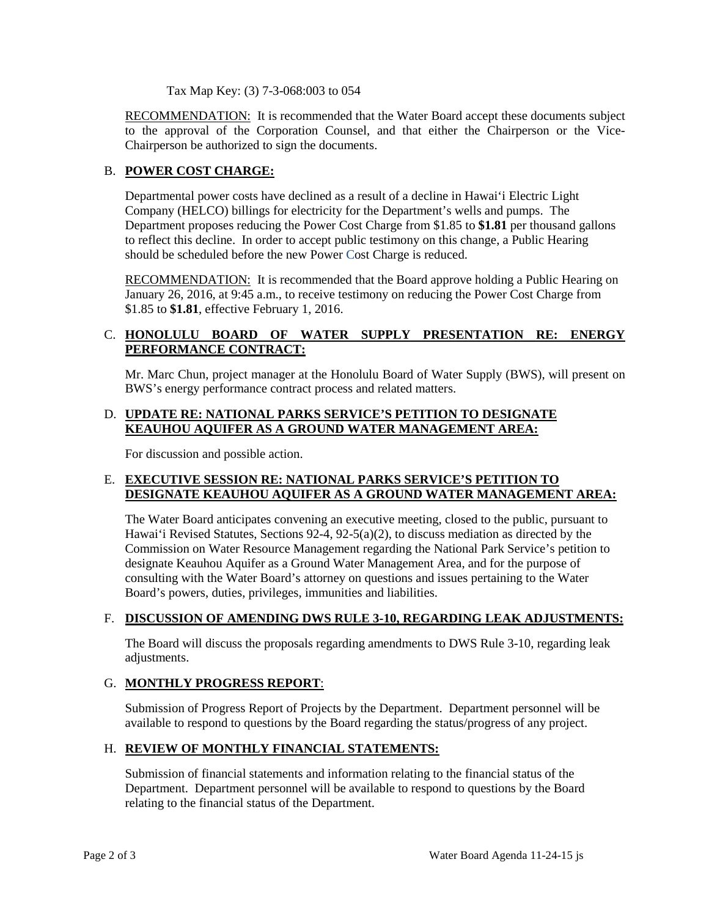Tax Map Key: (3) 7-3-068:003 to 054

RECOMMENDATION: It is recommended that the Water Board accept these documents subject to the approval of the Corporation Counsel, and that either the Chairperson or the Vice-Chairperson be authorized to sign the documents.

B. **POWER COST CHARGE:**

Departmental power costs have declined as a result of a decline in Hawai'i Electric Light Company (HELCO) billings for electricity for the Department's wells and pumps. The Department proposes reducing the Power Cost Charge from $1.85 to **$1.81** per thousand gallons to reflect this decline. In order to accept public testimony on this change, a Public Hearing should be scheduled before the new Power Cost Charge is reduced.

RECOMMENDATION: It is recommended that the Board approve holding a Public Hearing on January 26, 2016, at 9:45 a.m., to receive testimony on reducing the Power Cost Charge from $1.85 to **$1.81**, effective February 1, 2016.

C. **HONOLULU BOARD OF WATER SUPPLY PRESENTATION RE: ENERGY PERFORMANCE CONTRACT:**

Mr. Marc Chun, project manager at the Honolulu Board of Water Supply (BWS), will present on BWS's energy performance contract process and related matters.

D. **UPDATE RE: NATIONAL PARKS SERVICE'S PETITION TO DESIGNATE KEAUHOU AQUIFER AS A GROUND WATER MANAGEMENT AREA:**

For discussion and possible action.

E. **EXECUTIVE SESSION RE: NATIONAL PARKS SERVICE'S PETITION TO DESIGNATE KEAUHOU AQUIFER AS A GROUND WATER MANAGEMENT AREA:**

The Water Board anticipates convening an executive meeting, closed to the public, pursuant to Hawai'i Revised Statutes, Sections 92-4, 92-5(a)(2), to discuss mediation as directed by the Commission on Water Resource Management regarding the National Park Service's petition to designate Keauhou Aquifer as a Ground Water Management Area, and for the purpose of consulting with the Water Board's attorney on questions and issues pertaining to the Water Board's powers, duties, privileges, immunities and liabilities.

F. **DISCUSSION OF AMENDING DWS RULE 3-10, REGARDING LEAK ADJUSTMENTS:**

The Board will discuss the proposals regarding amendments to DWS Rule 3-10, regarding leak adjustments.

G. **MONTHLY PROGRESS REPORT**:

Submission of Progress Report of Projects by the Department. Department personnel will be available to respond to questions by the Board regarding the status/progress of any project.

H. **REVIEW OF MONTHLY FINANCIAL STATEMENTS:**

Submission of financial statements and information relating to the financial status of the Department. Department personnel will be available to respond to questions by the Board relating to the financial status of the Department.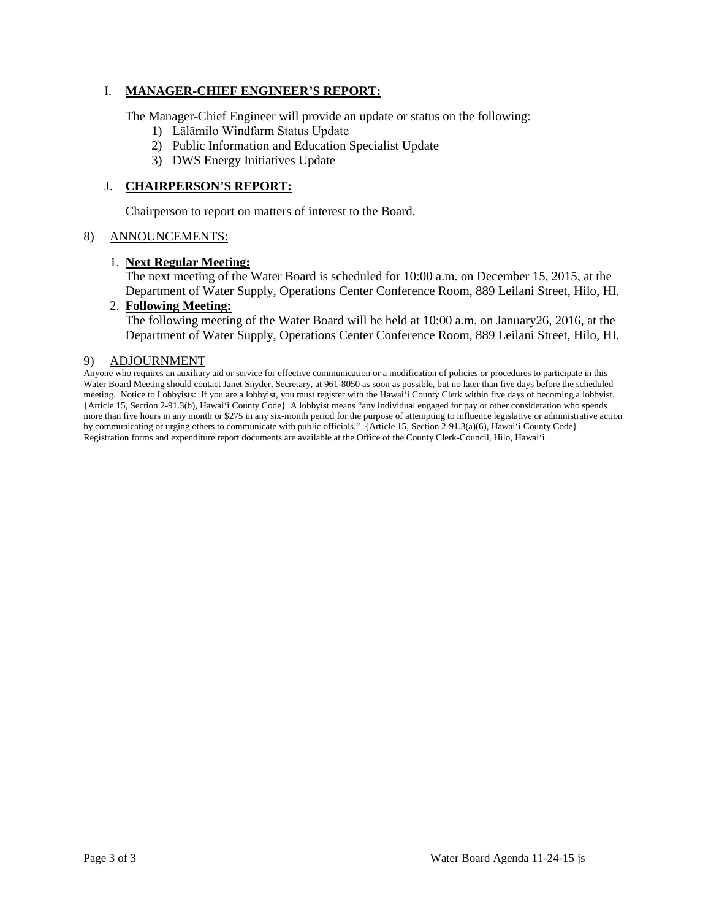I. **MANAGER-CHIEF ENGINEER'S REPORT:**

The Manager-Chief Engineer will provide an update or status on the following:

1) Lālāmilo Windfarm Status Update
2) Public Information and Education Specialist Update
3) DWS Energy Initiatives Update

J. **CHAIRPERSON'S REPORT:**

Chairperson to report on matters of interest to the Board.

8) ANNOUNCEMENTS:

1. **Next Regular Meeting:**
   The next meeting of the Water Board is scheduled for 10:00 a.m. on December 15, 2015, at the Department of Water Supply, Operations Center Conference Room, 889 Leilani Street, Hilo, HI.
2. **Following Meeting:**
   The following meeting of the Water Board will be held at 10:00 a.m. on January26, 2016, at the Department of Water Supply, Operations Center Conference Room, 889 Leilani Street, Hilo, HI.

9) ADJOURNMENT

Anyone who requires an auxiliary aid or service for effective communication or a modification of policies or procedures to participate in this Water Board Meeting should contact Janet Snyder, Secretary, at 961-8050 as soon as possible, but no later than five days before the scheduled meeting. Notice to Lobbyists: If you are a lobbyist, you must register with the Hawai'i County Clerk within five days of becoming a lobbyist. {Article 15, Section 2-91.3(b), Hawai'i County Code} A lobbyist means "any individual engaged for pay or other consideration who spends more than five hours in any month or $275 in any six-month period for the purpose of attempting to influence legislative or administrative action by communicating or urging others to communicate with public officials." {Article 15, Section 2-91.3(a)(6), Hawai'i County Code} Registration forms and expenditure report documents are available at the Office of the County Clerk-Council, Hilo, Hawai'i.